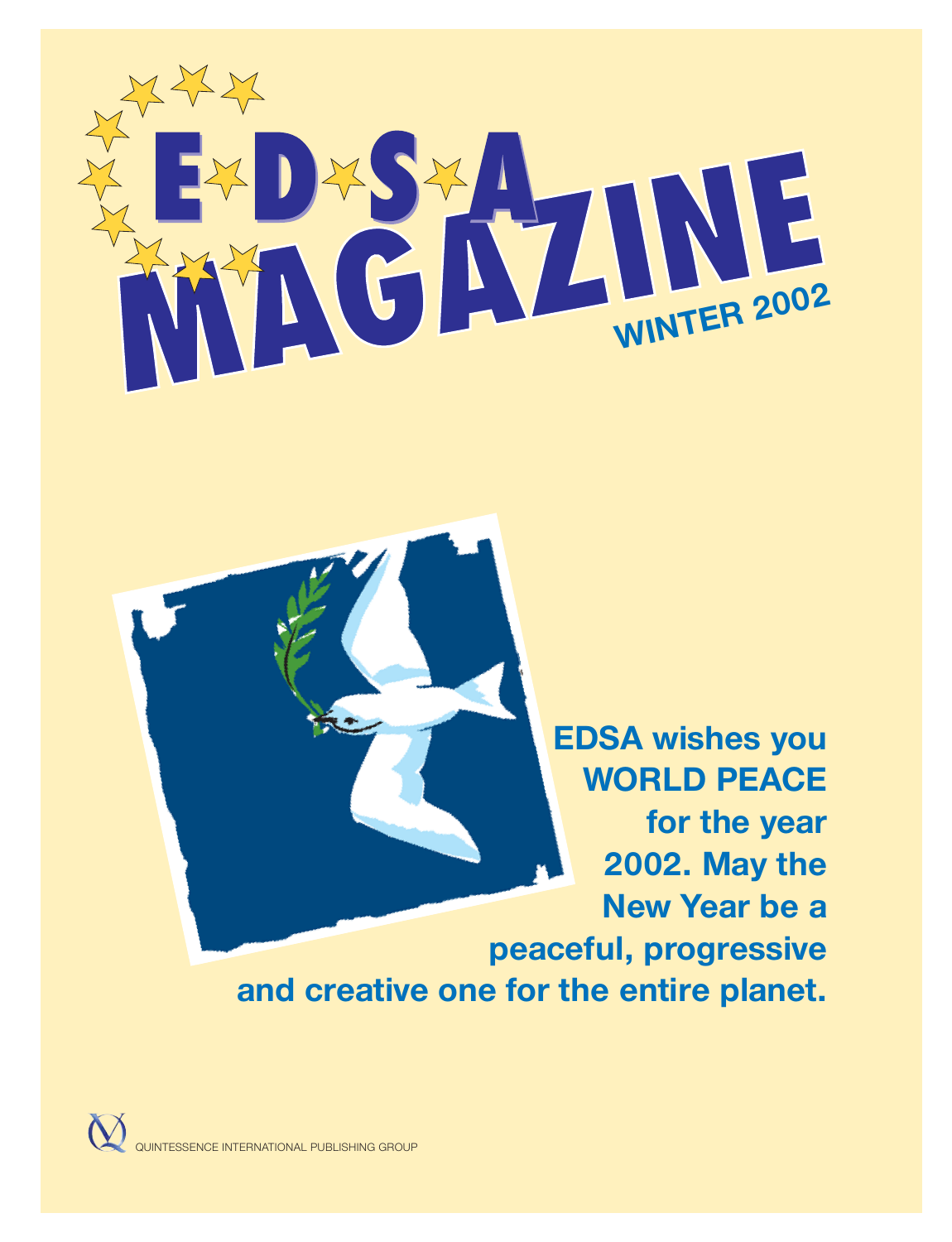# EDSA MAGAZINE

## WINTER 2002

**EDSA wishes you WORLD PEACE for the year 2002. May the New Year be a peaceful, progressive and creative one for the entire planet.**

QUINTESSENCE INTERNATIONAL PUBLISHING GROUP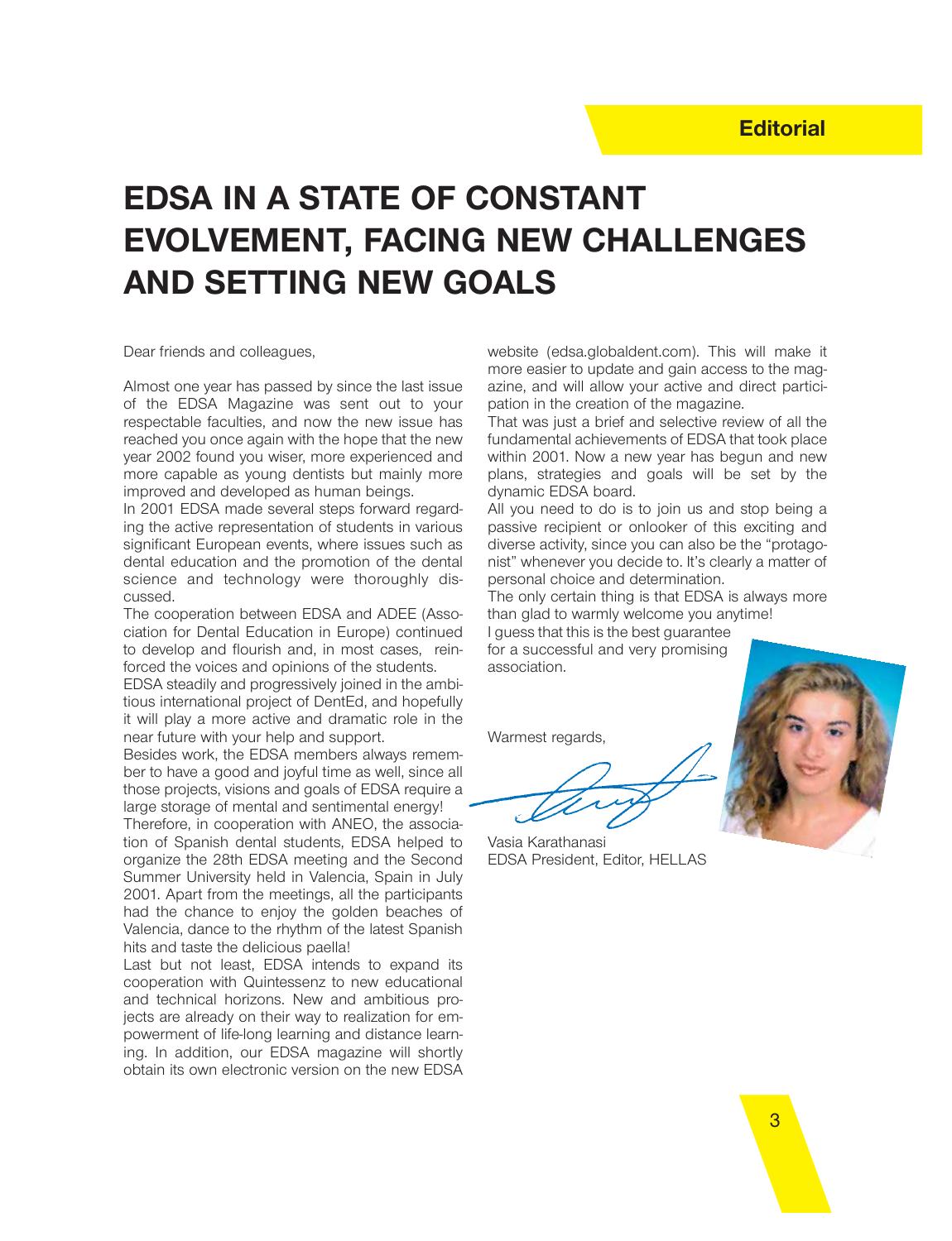**Editorial**

# EDSA IN A STATE OF CONSTANT EVOLVEMENT, FACING NEW CHALLENGES AND SETTING NEW GOALS

Dear friends and colleagues,

Almost one year has passed by since the last issue of the EDSA Magazine was sent out to your respectable faculties, and now the new issue has reached you once again with the hope that the new year 2002 found you wiser, more experienced and more capable as young dentists but mainly more improved and developed as human beings.

In 2001 EDSA made several steps forward regarding the active representation of students in various significant European events, where issues such as dental education and the promotion of the dental science and technology were thoroughly discussed.

The cooperation between EDSA and ADEE (Association for Dental Education in Europe) continued to develop and flourish and, in most cases, reinforced the voices and opinions of the students.

EDSA steadily and progressively joined in the ambitious international project of DentEd, and hopefully it will play a more active and dramatic role in the near future with your help and support.

Besides work, the EDSA members always remember to have a good and joyful time as well, since all those projects, visions and goals of EDSA require a large storage of mental and sentimental energy!

Therefore, in cooperation with ANEO, the association of Spanish dental students, EDSA helped to organize the 28th EDSA meeting and the Second Summer University held in Valencia, Spain in July 2001. Apart from the meetings, all the participants had the chance to enjoy the golden beaches of Valencia, dance to the rhythm of the latest Spanish hits and taste the delicious paella!

Last but not least, EDSA intends to expand its cooperation with Quintessenz to new educational and technical horizons. New and ambitious projects are already on their way to realization for empowerment of life-long learning and distance learning. In addition, our EDSA magazine will shortly obtain its own electronic version on the new EDSA website (edsa.globaldent.com). This will make it more easier to update and gain access to the magazine, and will allow your active and direct participation in the creation of the magazine.

That was just a brief and selective review of all the fundamental achievements of EDSA that took place within 2001. Now a new year has begun and new plans, strategies and goals will be set by the dynamic EDSA board.

All you need to do is to join us and stop being a passive recipient or onlooker of this exciting and diverse activity, since you can also be the "protagonist" whenever you decide to. It's clearly a matter of personal choice and determination.

The only certain thing is that EDSA is always more than glad to warmly welcome you anytime!

I guess that this is the best guarantee for a successful and very promising association.

Warmest regards,

Vasia Karathanasi
EDSA President, Editor, HELLAS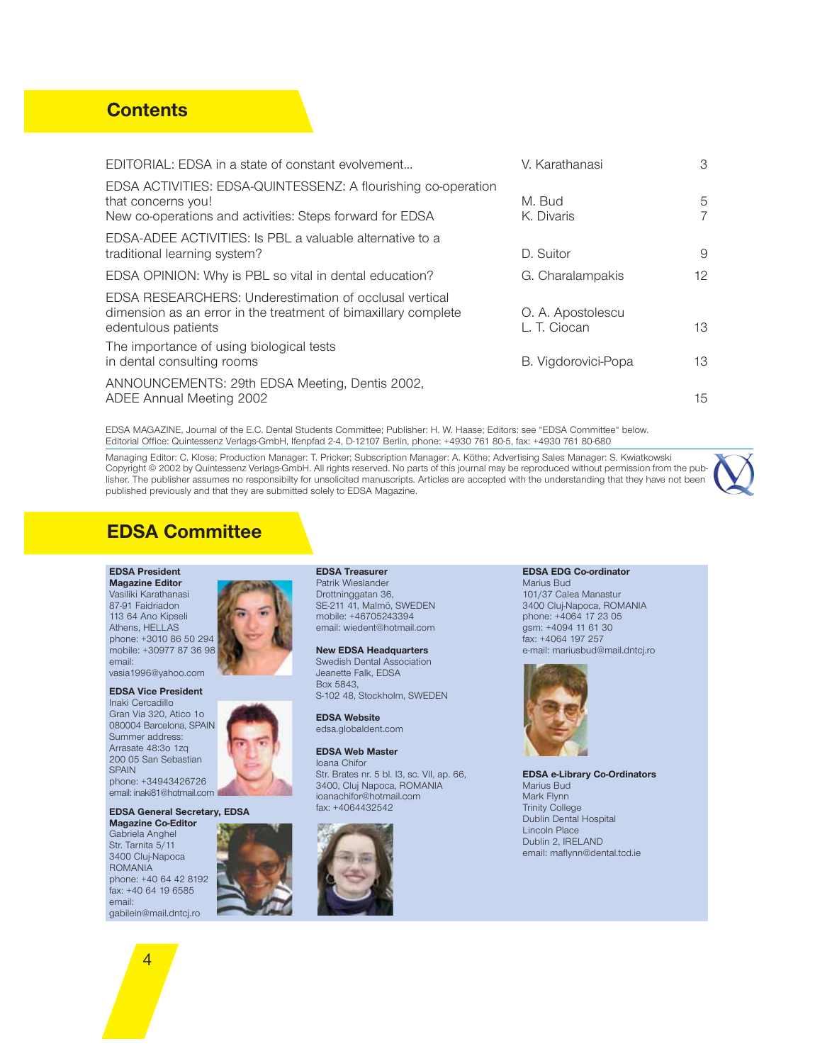## Contents

| | | |
|---|---|---|
| EDITORIAL: EDSA in a state of constant evolvement... | V. Karathanasi | 3 |
| EDSA ACTIVITIES: EDSA-QUINTESSENZ: A flourishing co-operation that concerns you! | M. Bud | 5 |
| New co-operations and activities: Steps forward for EDSA | K. Divaris | 7 |
| EDSA-ADEE ACTIVITIES: Is PBL a valuable alternative to a traditional learning system? | D. Suitor | 9 |
| EDSA OPINION: Why is PBL so vital in dental education? | G. Charalampakis | 12 |
| EDSA RESEARCHERS: Underestimation of occlusal vertical dimension as an error in the treatment of bimaxillary complete edentulous patients | O. A. Apostolescu, L. T. Ciocan | 13 |
| The importance of using biological tests in dental consulting rooms | B. Vigdorovici-Popa | 13 |
| ANNOUNCEMENTS: 29th EDSA Meeting, Dentis 2002, ADEE Annual Meeting 2002 | | 15 |

EDSA MAGAZINE, Journal of the E.C. Dental Students Committee; Publisher: H. W. Haase; Editors: see "EDSA Committee" below.
Editorial Office: Quintessenz Verlags-GmbH, Ifenpfad 2-4, D-12107 Berlin, phone: +4930 761 80-5, fax: +4930 761 80-680

Managing Editor: C. Klose; Production Manager: T. Pricker; Subscription Manager: A. Köthe; Advertising Sales Manager: S. Kwiatkowski
Copyright © 2002 by Quintessenz Verlags-GmbH. All rights reserved. No parts of this journal may be reproduced without permission from the publisher. The publisher assumes no responsibilty for unsolicited manuscripts. Articles are accepted with the understanding that they have not been published previously and that they are submitted solely to EDSA Magazine.

## EDSA Committee

**EDSA President**
**Magazine Editor**
Vasiliki Karathanasi
87-91 Faidriadon
113 64 Ano Kipseli
Athens, HELLAS
phone: +3010 86 50 294
mobile: +30977 87 36 98
email:
vasia1996@yahoo.com

**EDSA Vice President**
Inaki Cercadillo
Gran Via 320, Atico 1o
080004 Barcelona, SPAIN
Summer address:
Arrasate 48:3o 1zq
200 05 San Sebastian
SPAIN
phone: +34943426726
email: inaki81@hotmail.com

**EDSA General Secretary, EDSA Magazine Co-Editor**
Gabriela Anghel
Str. Tarnita 5/11
3400 Cluj-Napoca
ROMANIA
phone: +40 64 42 8192
fax: +40 64 19 6585
email:
gabilein@mail.dntcj.ro

**EDSA Treasurer**
Patrik Wieslander
Drottninggatan 36,
SE-211 41, Malmö, SWEDEN
mobile: +46705243394
email: wiedent@hotmail.com

**New EDSA Headquarters**
Swedish Dental Association
Jeanette Falk, EDSA
Box 5843,
S-102 48, Stockholm, SWEDEN

**EDSA Website**
edsa.globaldent.com

**EDSA Web Master**
Ioana Chifor
Str. Brates nr. 5 bl. I3, sc. VII, ap. 66,
3400, Cluj Napoca, ROMANIA
ioanachifor@hotmail.com
fax: +4064432542

**EDSA EDG Co-ordinator**
Marius Bud
101/37 Calea Manastur
3400 Cluj-Napoca, ROMANIA
phone: +4064 17 23 05
gsm: +4094 11 61 30
fax: +4064 197 257
e-mail: mariusbud@mail.dntcj.ro

**EDSA e-Library Co-Ordinators**
Marius Bud
Mark Flynn
Trinity College
Dublin Dental Hospital
Lincoln Place
Dublin 2, IRELAND
email: maflynn@dental.tcd.ie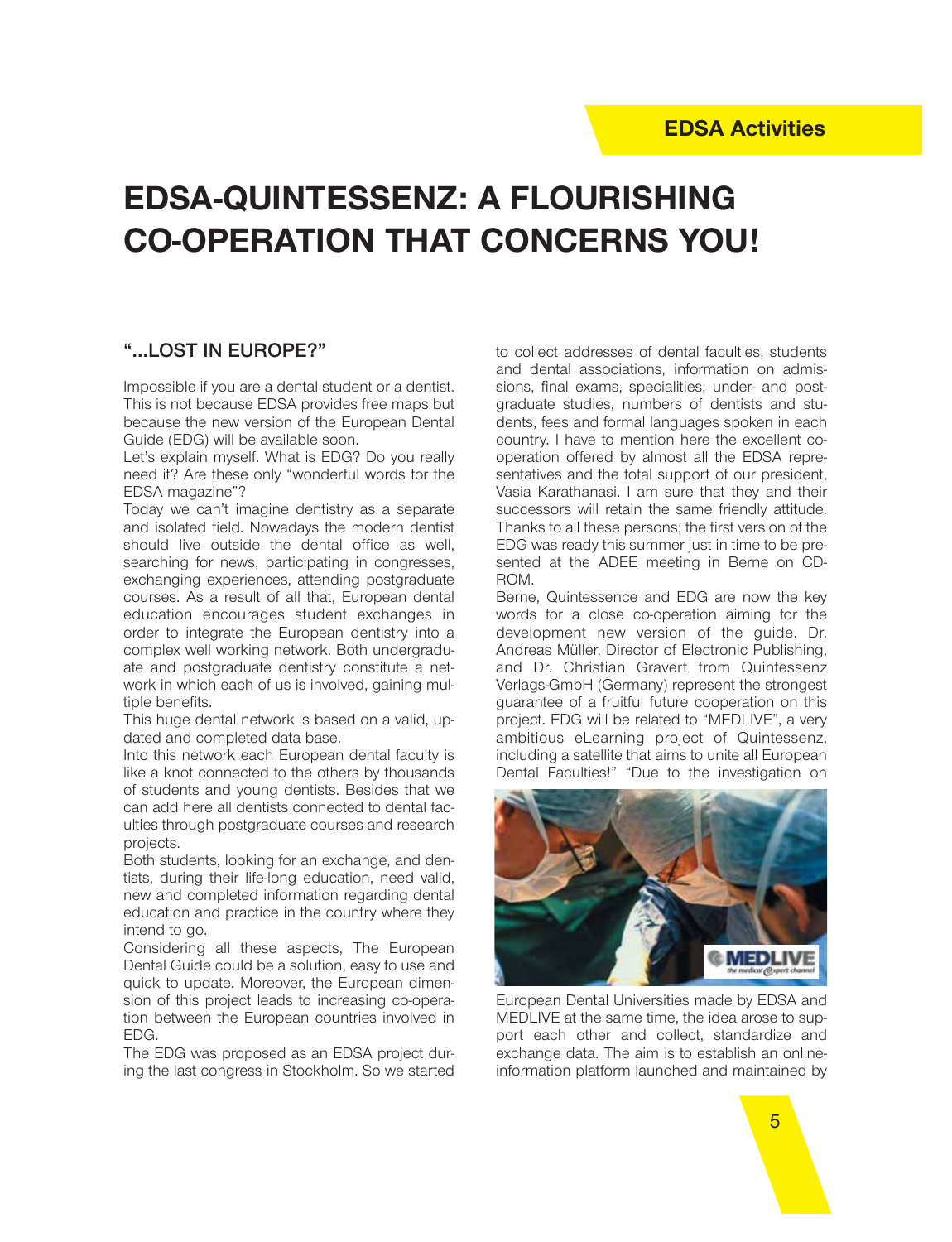# EDSA-QUINTESSENZ: A FLOURISHING CO-OPERATION THAT CONCERNS YOU!

## "...LOST IN EUROPE?"

Impossible if you are a dental student or a dentist. This is not because EDSA provides free maps but because the new version of the European Dental Guide (EDG) will be available soon.

Let's explain myself. What is EDG? Do you really need it? Are these only "wonderful words for the EDSA magazine"?

Today we can't imagine dentistry as a separate and isolated field. Nowadays the modern dentist should live outside the dental office as well, searching for news, participating in congresses, exchanging experiences, attending postgraduate courses. As a result of all that, European dental education encourages student exchanges in order to integrate the European dentistry into a complex well working network. Both undergraduate and postgraduate dentistry constitute a network in which each of us is involved, gaining multiple benefits.

This huge dental network is based on a valid, updated and completed data base.

Into this network each European dental faculty is like a knot connected to the others by thousands of students and young dentists. Besides that we can add here all dentists connected to dental faculties through postgraduate courses and research projects.

Both students, looking for an exchange, and dentists, during their life-long education, need valid, new and completed information regarding dental education and practice in the country where they intend to go.

Considering all these aspects, The European Dental Guide could be a solution, easy to use and quick to update. Moreover, the European dimension of this project leads to increasing co-operation between the European countries involved in EDG.

The EDG was proposed as an EDSA project during the last congress in Stockholm. So we started to collect addresses of dental faculties, students and dental associations, information on admissions, final exams, specialities, under- and postgraduate studies, numbers of dentists and students, fees and formal languages spoken in each country. I have to mention here the excellent cooperation offered by almost all the EDSA representatives and the total support of our president, Vasia Karathanasi. I am sure that they and their successors will retain the same friendly attitude. Thanks to all these persons; the first version of the EDG was ready this summer just in time to be presented at the ADEE meeting in Berne on CD-ROM.

Berne, Quintessence and EDG are now the key words for a close co-operation aiming for the development new version of the guide. Dr. Andreas Müller, Director of Electronic Publishing, and Dr. Christian Gravert from Quintessenz Verlags-GmbH (Germany) represent the strongest guarantee of a fruitful future cooperation on this project. EDG will be related to "MEDLIVE", a very ambitious eLearning project of Quintessenz, including a satellite that aims to unite all European Dental Faculties!" "Due to the investigation on European Dental Universities made by EDSA and MEDLIVE at the same time, the idea arose to support each other and collect, standardize and exchange data. The aim is to establish an online-information platform launched and maintained by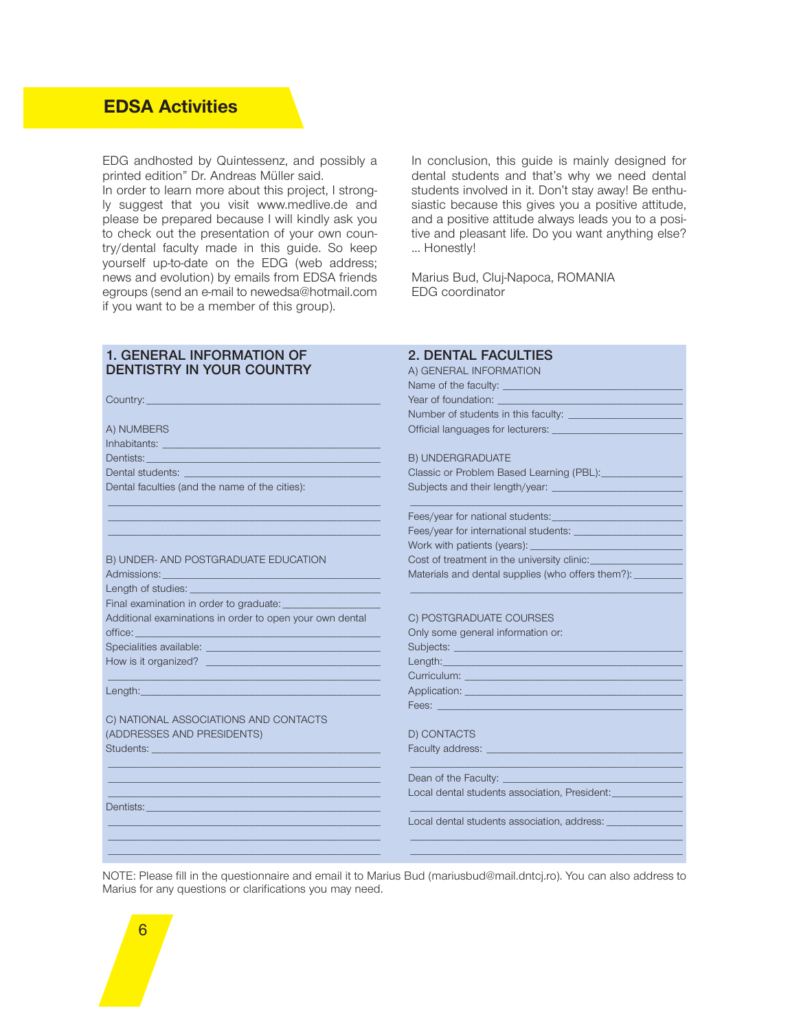## EDSA Activities

EDG andhosted by Quintessenz, and possibly a printed edition" Dr. Andreas Müller said.
In order to learn more about this project, I strongly suggest that you visit www.medlive.de and please be prepared because I will kindly ask you to check out the presentation of your own country/dental faculty made in this guide. So keep yourself up-to-date on the EDG (web address; news and evolution) by emails from EDSA friends egroups (send an e-mail to newedsa@hotmail.com if you want to be a member of this group).

In conclusion, this guide is mainly designed for dental students and that's why we need dental students involved in it. Don't stay away! Be enthusiastic because this gives you a positive attitude, and a positive attitude always leads you to a positive and pleasant life. Do you want anything else? ... Honestly!

Marius Bud, Cluj-Napoca, ROMANIA
EDG coordinator

### 1. GENERAL INFORMATION OF DENTISTRY IN YOUR COUNTRY

Country: ______________________________

A) NUMBERS

Inhabitants: ______________________________

Dentists: ______________________________

Dental students: ______________________________

Dental faculties (and the name of the cities):

______________________________

______________________________

______________________________

B) UNDER- AND POSTGRADUATE EDUCATION

Admissions: ______________________________

Length of studies: ______________________________

Final examination in order to graduate: ______________________________

Additional examinations in order to open your own dental office: ______________________________

Specialities available: ______________________________

How is it organized? ______________________________

______________________________

Length: ______________________________

C) NATIONAL ASSOCIATIONS AND CONTACTS (ADDRESSES AND PRESIDENTS)

Students: ______________________________

______________________________

______________________________

______________________________

Dentists: ______________________________

______________________________

______________________________

______________________________

### 2. DENTAL FACULTIES

A) GENERAL INFORMATION

Name of the faculty: ______________________________

Year of foundation: ______________________________

Number of students in this faculty: ______________________________

Official languages for lecturers: ______________________________

B) UNDERGRADUATE

Classic or Problem Based Learning (PBL): ______________________________

Subjects and their length/year: ______________________________

______________________________

Fees/year for national students: ______________________________

Fees/year for international students: ______________________________

Work with patients (years): ______________________________

Cost of treatment in the university clinic: ______________________________

Materials and dental supplies (who offers them?): ______________________________

______________________________

C) POSTGRADUATE COURSES

Only some general information or:

Subjects: ______________________________

Length: ______________________________

Curriculum: ______________________________

Application: ______________________________

Fees: ______________________________

D) CONTACTS

Faculty address: ______________________________

______________________________

Dean of the Faculty: ______________________________

Local dental students association, President: ______________________________

______________________________

Local dental students association, address: ______________________________

______________________________

______________________________

NOTE: Please fill in the questionnaire and email it to Marius Bud (mariusbud@mail.dntcj.ro). You can also address to Marius for any questions or clarifications you may need.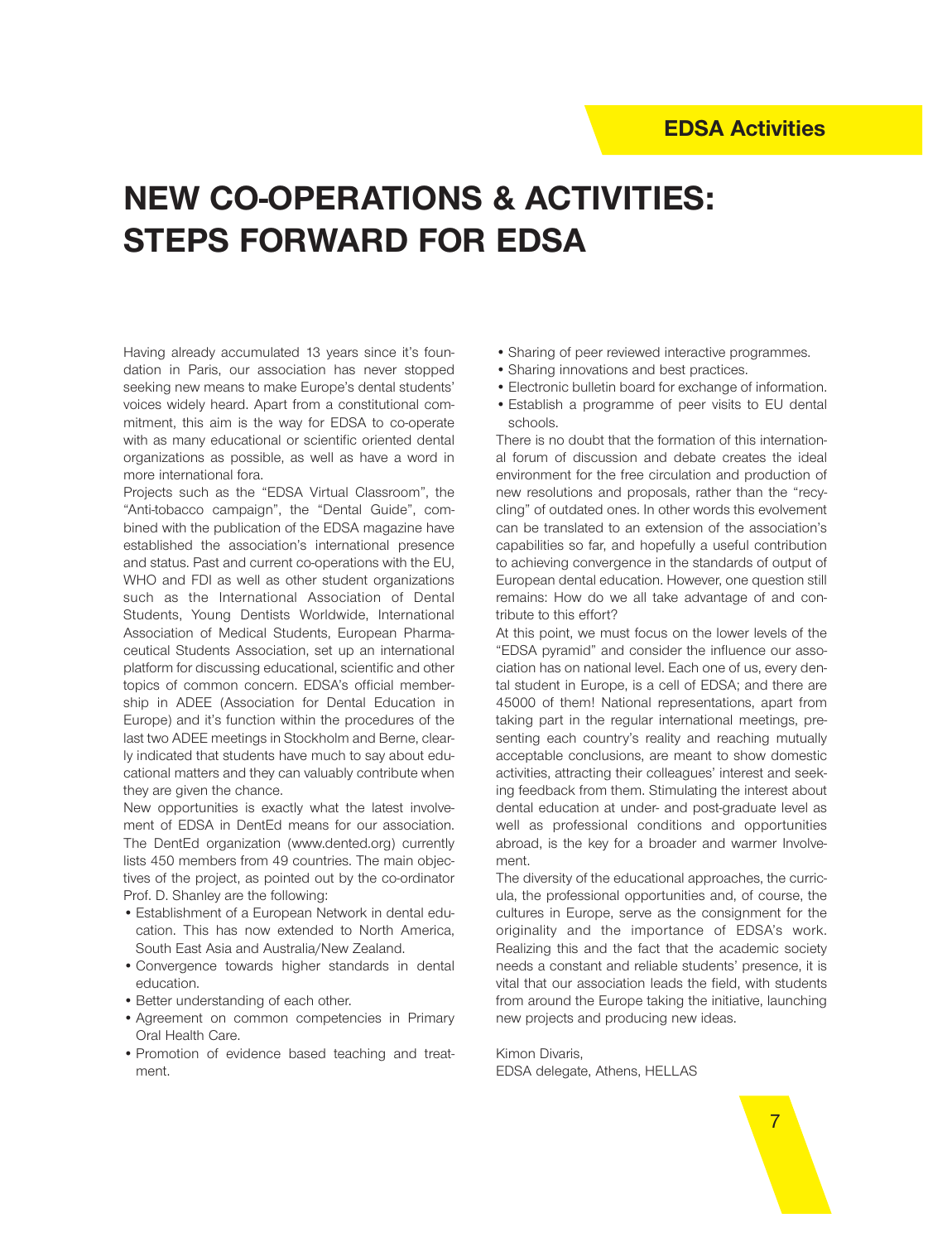EDSA Activities

# NEW CO-OPERATIONS & ACTIVITIES: STEPS FORWARD FOR EDSA

Having already accumulated 13 years since it's foundation in Paris, our association has never stopped seeking new means to make Europe's dental students' voices widely heard. Apart from a constitutional commitment, this aim is the way for EDSA to co-operate with as many educational or scientific oriented dental organizations as possible, as well as have a word in more international fora.

Projects such as the "EDSA Virtual Classroom", the "Anti-tobacco campaign", the "Dental Guide", combined with the publication of the EDSA magazine have established the association's international presence and status. Past and current co-operations with the EU, WHO and FDI as well as other student organizations such as the International Association of Dental Students, Young Dentists Worldwide, International Association of Medical Students, European Pharmaceutical Students Association, set up an international platform for discussing educational, scientific and other topics of common concern. EDSA's official membership in ADEE (Association for Dental Education in Europe) and it's function within the procedures of the last two ADEE meetings in Stockholm and Berne, clearly indicated that students have much to say about educational matters and they can valuably contribute when they are given the chance.

New opportunities is exactly what the latest involvement of EDSA in DentEd means for our association. The DentEd organization (www.dented.org) currently lists 450 members from 49 countries. The main objectives of the project, as pointed out by the co-ordinator Prof. D. Shanley are the following:

- Establishment of a European Network in dental education. This has now extended to North America, South East Asia and Australia/New Zealand.
- Convergence towards higher standards in dental education.
- Better understanding of each other.
- Agreement on common competencies in Primary Oral Health Care.
- Promotion of evidence based teaching and treatment.
- Sharing of peer reviewed interactive programmes.
- Sharing innovations and best practices.
- Electronic bulletin board for exchange of information.
- Establish a programme of peer visits to EU dental schools.

There is no doubt that the formation of this international forum of discussion and debate creates the ideal environment for the free circulation and production of new resolutions and proposals, rather than the "recycling" of outdated ones. In other words this evolvement can be translated to an extension of the association's capabilities so far, and hopefully a useful contribution to achieving convergence in the standards of output of European dental education. However, one question still remains: How do we all take advantage of and contribute to this effort?

At this point, we must focus on the lower levels of the "EDSA pyramid" and consider the influence our association has on national level. Each one of us, every dental student in Europe, is a cell of EDSA; and there are 45000 of them! National representations, apart from taking part in the regular international meetings, presenting each country's reality and reaching mutually acceptable conclusions, are meant to show domestic activities, attracting their colleagues' interest and seeking feedback from them. Stimulating the interest about dental education at under- and post-graduate level as well as professional conditions and opportunities abroad, is the key for a broader and warmer Involvement.

The diversity of the educational approaches, the curricula, the professional opportunities and, of course, the cultures in Europe, serve as the consignment for the originality and the importance of EDSA's work. Realizing this and the fact that the academic society needs a constant and reliable students' presence, it is vital that our association leads the field, with students from around the Europe taking the initiative, launching new projects and producing new ideas.

Kimon Divaris,
EDSA delegate, Athens, HELLAS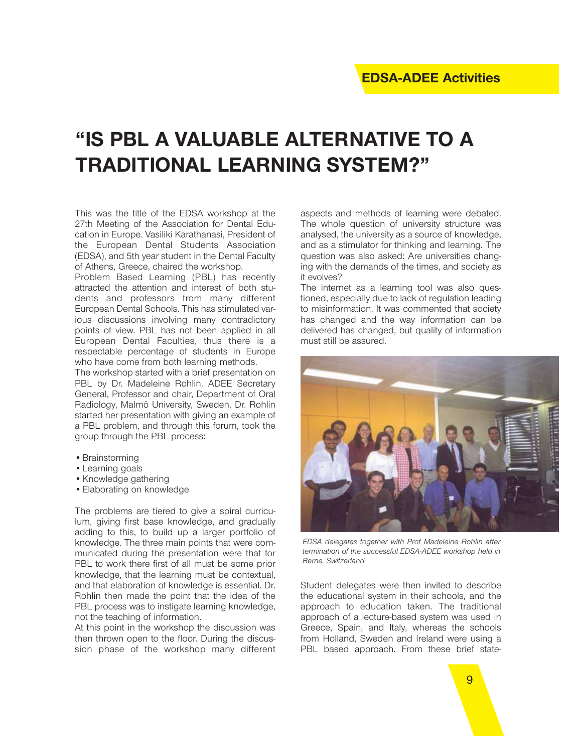# "IS PBL A VALUABLE ALTERNATIVE TO A TRADITIONAL LEARNING SYSTEM?"

This was the title of the EDSA workshop at the 27th Meeting of the Association for Dental Education in Europe. Vasiliki Karathanasi, President of the European Dental Students Association (EDSA), and 5th year student in the Dental Faculty of Athens, Greece, chaired the workshop.

Problem Based Learning (PBL) has recently attracted the attention and interest of both students and professors from many different European Dental Schools. This has stimulated various discussions involving many contradictory points of view. PBL has not been applied in all European Dental Faculties, thus there is a respectable percentage of students in Europe who have come from both learning methods.

The workshop started with a brief presentation on PBL by Dr. Madeleine Rohlin, ADEE Secretary General, Professor and chair, Department of Oral Radiology, Malmö University, Sweden. Dr. Rohlin started her presentation with giving an example of a PBL problem, and through this forum, took the group through the PBL process:

- Brainstorming
- Learning goals
- Knowledge gathering
- Elaborating on knowledge

The problems are tiered to give a spiral curriculum, giving first base knowledge, and gradually adding to this, to build up a larger portfolio of knowledge. The three main points that were communicated during the presentation were that for PBL to work there first of all must be some prior knowledge, that the learning must be contextual, and that elaboration of knowledge is essential. Dr. Rohlin then made the point that the idea of the PBL process was to instigate learning knowledge, not the teaching of information.

At this point in the workshop the discussion was then thrown open to the floor. During the discussion phase of the workshop many different aspects and methods of learning were debated. The whole question of university structure was analysed, the university as a source of knowledge, and as a stimulator for thinking and learning. The question was also asked: Are universities changing with the demands of the times, and society as it evolves?

The internet as a learning tool was also questioned, especially due to lack of regulation leading to misinformation. It was commented that society has changed and the way information can be delivered has changed, but quality of information must still be assured.

*EDSA delegates together with Prof Madeleine Rohlin after termination of the successful EDSA-ADEE workshop held in Berne, Switzerland*

Student delegates were then invited to describe the educational system in their schools, and the approach to education taken. The traditional approach of a lecture-based system was used in Greece, Spain, and Italy, whereas the schools from Holland, Sweden and Ireland were using a PBL based approach. From these brief state-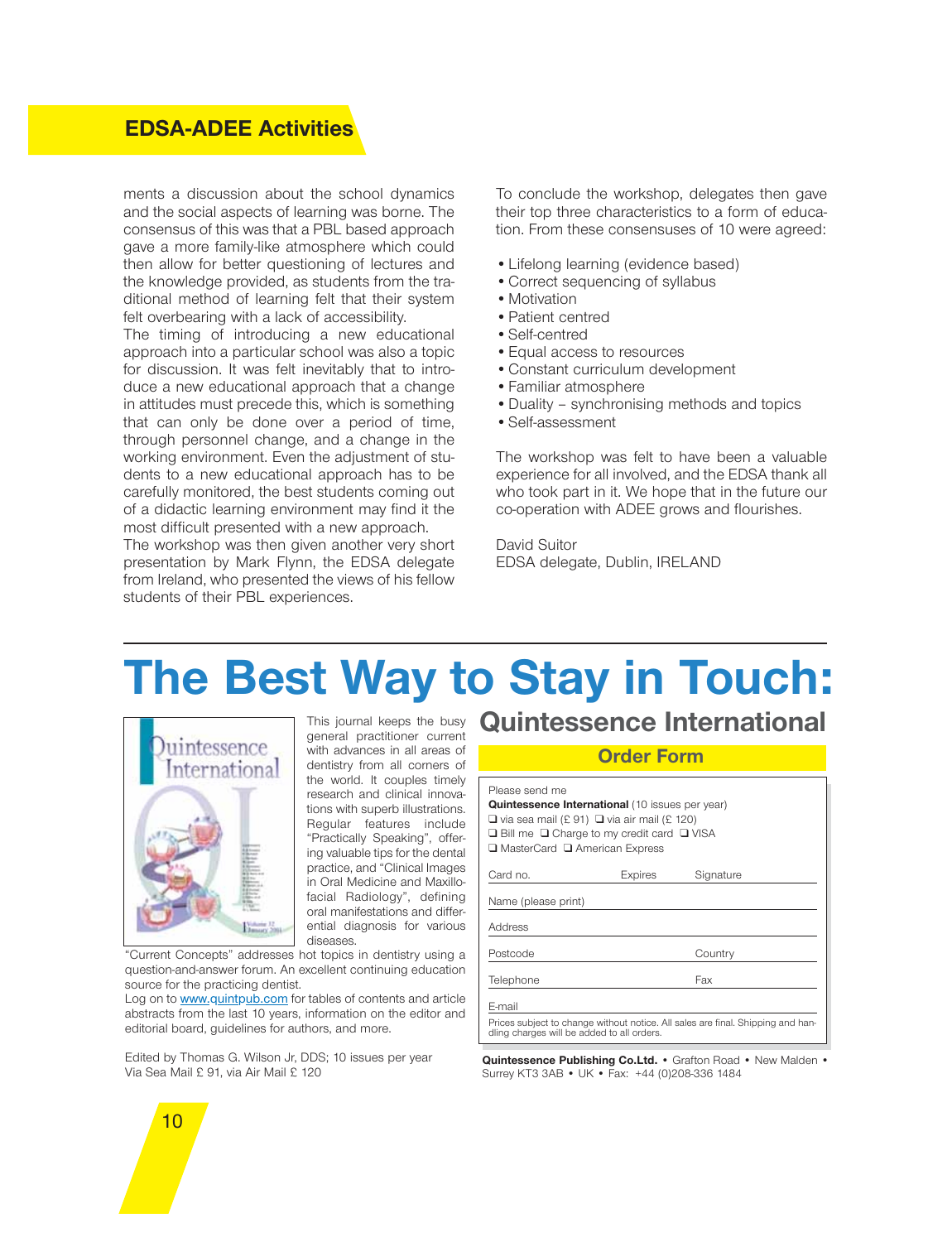ments a discussion about the school dynamics and the social aspects of learning was borne. The consensus of this was that a PBL based approach gave a more family-like atmosphere which could then allow for better questioning of lectures and the knowledge provided, as students from the traditional method of learning felt that their system felt overbearing with a lack of accessibility.

The timing of introducing a new educational approach into a particular school was also a topic for discussion. It was felt inevitably that to introduce a new educational approach that a change in attitudes must precede this, which is something that can only be done over a period of time, through personnel change, and a change in the working environment. Even the adjustment of students to a new educational approach has to be carefully monitored, the best students coming out of a didactic learning environment may find it the most difficult presented with a new approach.

The workshop was then given another very short presentation by Mark Flynn, the EDSA delegate from Ireland, who presented the views of his fellow students of their PBL experiences.

To conclude the workshop, delegates then gave their top three characteristics to a form of education. From these consensuses of 10 were agreed:

- Lifelong learning (evidence based)
- Correct sequencing of syllabus
- Motivation
- Patient centred
- Self-centred
- Equal access to resources
- Constant curriculum development
- Familiar atmosphere
- Duality – synchronising methods and topics
- Self-assessment

The workshop was felt to have been a valuable experience for all involved, and the EDSA thank all who took part in it. We hope that in the future our co-operation with ADEE grows and flourishes.

David Suitor
EDSA delegate, Dublin, IRELAND

---

# The Best Way to Stay in Touch:

## Quintessence International

This journal keeps the busy general practitioner current with advances in all areas of dentistry from all corners of the world. It couples timely research and clinical innovations with superb illustrations. Regular features include "Practically Speaking", offering valuable tips for the dental practice, and "Clinical Images in Oral Medicine and Maxillofacial Radiology", defining oral manifestations and differential diagnosis for various diseases. "Current Concepts" addresses hot topics in dentistry using a question-and-answer forum. An excellent continuing education source for the practicing dentist.

Log on to www.quintpub.com for tables of contents and article abstracts from the last 10 years, information on the editor and editorial board, guidelines for authors, and more.

Edited by Thomas G. Wilson Jr, DDS; 10 issues per year
Via Sea Mail £ 91, via Air Mail £ 120

### Order Form

Please send me
**Quintessence International** (10 issues per year)
❑ via sea mail (£ 91) ❑ via air mail (£ 120)
❑ Bill me ❑ Charge to my credit card ❑ VISA
❑ MasterCard ❑ American Express

Card no. Expires Signature

Name (please print)

Address

Postcode Country

Telephone Fax

E-mail

Prices subject to change without notice. All sales are final. Shipping and handling charges will be added to all orders.

**Quintessence Publishing Co.Ltd.** • Grafton Road • New Malden • Surrey KT3 3AB • UK • Fax: +44 (0)208-336 1484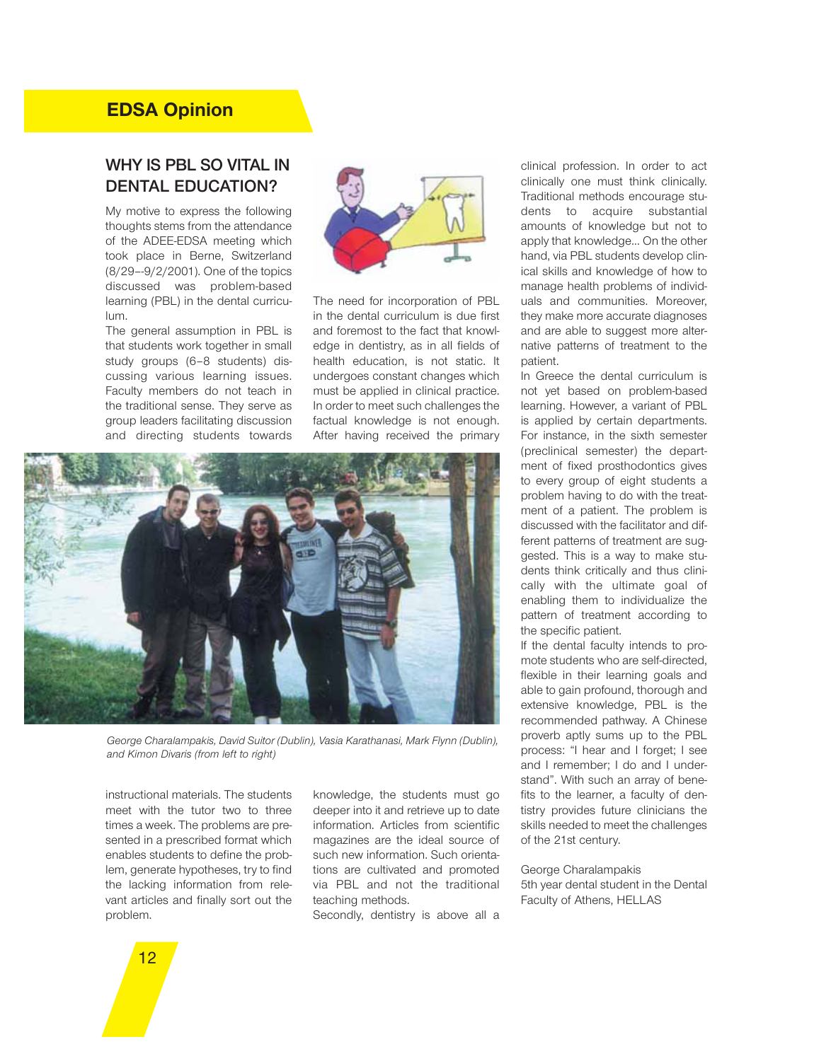## EDSA Opinion

### WHY IS PBL SO VITAL IN DENTAL EDUCATION?

My motive to express the following thoughts stems from the attendance of the ADEE-EDSA meeting which took place in Berne, Switzerland (8/29--9/2/2001). One of the topics discussed was problem-based learning (PBL) in the dental curriculum.

The general assumption in PBL is that students work together in small study groups (6–8 students) discussing various learning issues. Faculty members do not teach in the traditional sense. They serve as group leaders facilitating discussion and directing students towards instructional materials. The students meet with the tutor two to three times a week. The problems are presented in a prescribed format which enables students to define the problem, generate hypotheses, try to find the lacking information from relevant articles and finally sort out the problem.

The need for incorporation of PBL in the dental curriculum is due first and foremost to the fact that knowledge in dentistry, as in all fields of health education, is not static. It undergoes constant changes which must be applied in clinical practice. In order to meet such challenges the factual knowledge is not enough. After having received the primary knowledge, the students must go deeper into it and retrieve up to date information. Articles from scientific magazines are the ideal source of such new information. Such orientations are cultivated and promoted via PBL and not the traditional teaching methods.

Secondly, dentistry is above all a clinical profession. In order to act clinically one must think clinically. Traditional methods encourage students to acquire substantial amounts of knowledge but not to apply that knowledge... On the other hand, via PBL students develop clinical skills and knowledge of how to manage health problems of individuals and communities. Moreover, they make more accurate diagnoses and are able to suggest more alternative patterns of treatment to the patient.

In Greece the dental curriculum is not yet based on problem-based learning. However, a variant of PBL is applied by certain departments. For instance, in the sixth semester (preclinical semester) the department of fixed prosthodontics gives to every group of eight students a problem having to do with the treatment of a patient. The problem is discussed with the facilitator and different patterns of treatment are suggested. This is a way to make students think critically and thus clinically with the ultimate goal of enabling them to individualize the pattern of treatment according to the specific patient.

If the dental faculty intends to promote students who are self-directed, flexible in their learning goals and able to gain profound, thorough and extensive knowledge, PBL is the recommended pathway. A Chinese proverb aptly sums up to the PBL process: "I hear and I forget; I see and I remember; I do and I understand". With such an array of benefits to the learner, a faculty of dentistry provides future clinicians the skills needed to meet the challenges of the 21st century.

*George Charalampakis, David Suitor (Dublin), Vasia Karathanasi, Mark Flynn (Dublin), and Kimon Divaris (from left to right)*

George Charalampakis
5th year dental student in the Dental Faculty of Athens, HELLAS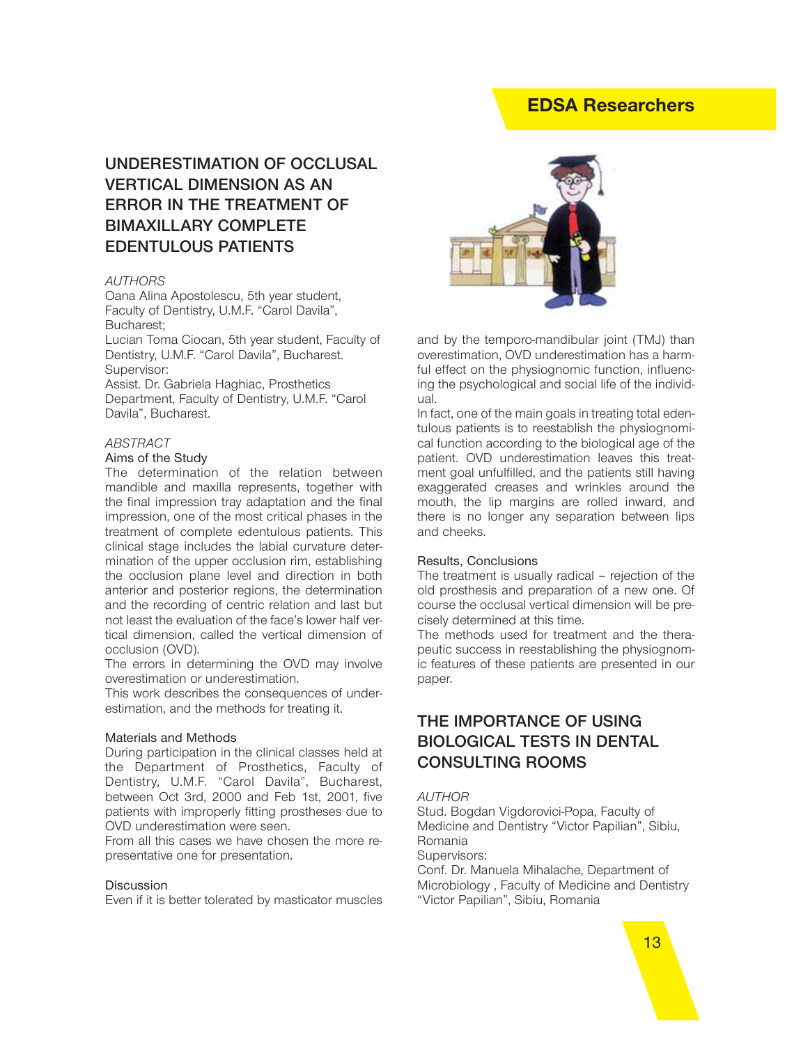## UNDERESTIMATION OF OCCLUSAL VERTICAL DIMENSION AS AN ERROR IN THE TREATMENT OF BIMAXILLARY COMPLETE EDENTULOUS PATIENTS

*AUTHORS*

Oana Alina Apostolescu, 5th year student, Faculty of Dentistry, U.M.F. "Carol Davila", Bucharest;

Lucian Toma Ciocan, 5th year student, Faculty of Dentistry, U.M.F. "Carol Davila", Bucharest.

Supervisor:

Assist. Dr. Gabriela Haghiac, Prosthetics Department, Faculty of Dentistry, U.M.F. "Carol Davila", Bucharest.

*ABSTRACT*

### Aims of the Study

The determination of the relation between mandible and maxilla represents, together with the final impression tray adaptation and the final impression, one of the most critical phases in the treatment of complete edentulous patients. This clinical stage includes the labial curvature determination of the upper occlusion rim, establishing the occlusion plane level and direction in both anterior and posterior regions, the determination and the recording of centric relation and last but not least the evaluation of the face's lower half vertical dimension, called the vertical dimension of occlusion (OVD).

The errors in determining the OVD may involve overestimation or underestimation.

This work describes the consequences of underestimation, and the methods for treating it.

### Materials and Methods

During participation in the clinical classes held at the Department of Prosthetics, Faculty of Dentistry, U.M.F. "Carol Davila", Bucharest, between Oct 3rd, 2000 and Feb 1st, 2001, five patients with improperly fitting prostheses due to OVD underestimation were seen.

From all this cases we have chosen the more representative one for presentation.

### Discussion

Even if it is better tolerated by masticator muscles and by the temporo-mandibular joint (TMJ) than overestimation, OVD underestimation has a harmful effect on the physiognomic function, influencing the psychological and social life of the individual.

In fact, one of the main goals in treating total edentulous patients is to reestablish the physiognomical function according to the biological age of the patient. OVD underestimation leaves this treatment goal unfulfilled, and the patients still having exaggerated creases and wrinkles around the mouth, the lip margins are rolled inward, and there is no longer any separation between lips and cheeks.

### Results, Conclusions

The treatment is usually radical – rejection of the old prosthesis and preparation of a new one. Of course the occlusal vertical dimension will be precisely determined at this time.

The methods used for treatment and the therapeutic success in reestablishing the physiognomic features of these patients are presented in our paper.

## THE IMPORTANCE OF USING BIOLOGICAL TESTS IN DENTAL CONSULTING ROOMS

*AUTHOR*

Stud. Bogdan Vigdorovici-Popa, Faculty of Medicine and Dentistry "Victor Papilian", Sibiu, Romania

Supervisors:

Conf. Dr. Manuela Mihalache, Department of Microbiology , Faculty of Medicine and Dentistry "Victor Papilian", Sibiu, Romania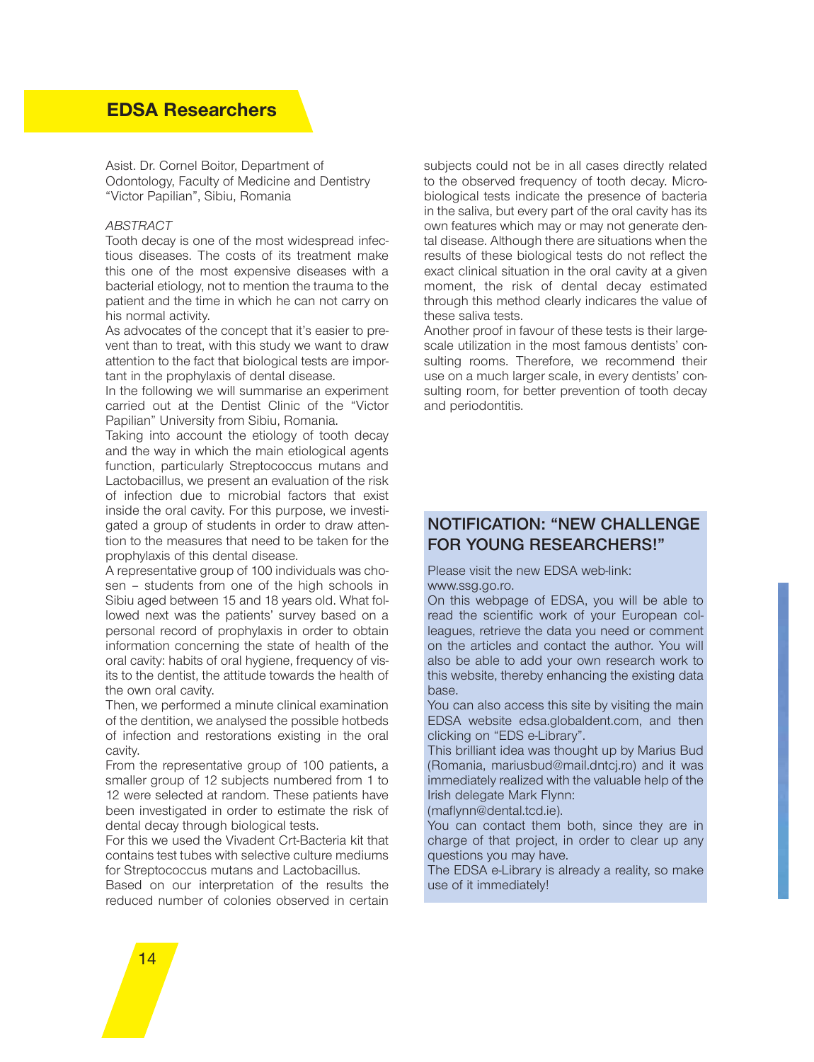## EDSA Researchers

Asist. Dr. Cornel Boitor, Department of Odontology, Faculty of Medicine and Dentistry "Victor Papilian", Sibiu, Romania

*ABSTRACT*

Tooth decay is one of the most widespread infectious diseases. The costs of its treatment make this one of the most expensive diseases with a bacterial etiology, not to mention the trauma to the patient and the time in which he can not carry on his normal activity.

As advocates of the concept that it's easier to prevent than to treat, with this study we want to draw attention to the fact that biological tests are important in the prophylaxis of dental disease.

In the following we will summarise an experiment carried out at the Dentist Clinic of the "Victor Papilian" University from Sibiu, Romania.

Taking into account the etiology of tooth decay and the way in which the main etiological agents function, particularly Streptococcus mutans and Lactobacillus, we present an evaluation of the risk of infection due to microbial factors that exist inside the oral cavity. For this purpose, we investigated a group of students in order to draw attention to the measures that need to be taken for the prophylaxis of this dental disease.

A representative group of 100 individuals was chosen – students from one of the high schools in Sibiu aged between 15 and 18 years old. What followed next was the patients' survey based on a personal record of prophylaxis in order to obtain information concerning the state of health of the oral cavity: habits of oral hygiene, frequency of visits to the dentist, the attitude towards the health of the own oral cavity.

Then, we performed a minute clinical examination of the dentition, we analysed the possible hotbeds of infection and restorations existing in the oral cavity.

From the representative group of 100 patients, a smaller group of 12 subjects numbered from 1 to 12 were selected at random. These patients have been investigated in order to estimate the risk of dental decay through biological tests.

For this we used the Vivadent Crt-Bacteria kit that contains test tubes with selective culture mediums for Streptococcus mutans and Lactobacillus.

Based on our interpretation of the results the reduced number of colonies observed in certain subjects could not be in all cases directly related to the observed frequency of tooth decay. Microbiological tests indicate the presence of bacteria in the saliva, but every part of the oral cavity has its own features which may or may not generate dental disease. Although there are situations when the results of these biological tests do not reflect the exact clinical situation in the oral cavity at a given moment, the risk of dental decay estimated through this method clearly indicares the value of these saliva tests.

Another proof in favour of these tests is their large-scale utilization in the most famous dentists' consulting rooms. Therefore, we recommend their use on a much larger scale, in every dentists' consulting room, for better prevention of tooth decay and periodontitis.

## NOTIFICATION: "NEW CHALLENGE FOR YOUNG RESEARCHERS!"

Please visit the new EDSA web-link: www.ssg.go.ro.

On this webpage of EDSA, you will be able to read the scientific work of your European colleagues, retrieve the data you need or comment on the articles and contact the author. You will also be able to add your own research work to this website, thereby enhancing the existing data base.

You can also access this site by visiting the main EDSA website edsa.globaldent.com, and then clicking on "EDS e-Library".

This brilliant idea was thought up by Marius Bud (Romania, mariusbud@mail.dntcj.ro) and it was immediately realized with the valuable help of the Irish delegate Mark Flynn: (maflynn@dental.tcd.ie).

You can contact them both, since they are in charge of that project, in order to clear up any questions you may have.

The EDSA e-Library is already a reality, so make use of it immediately!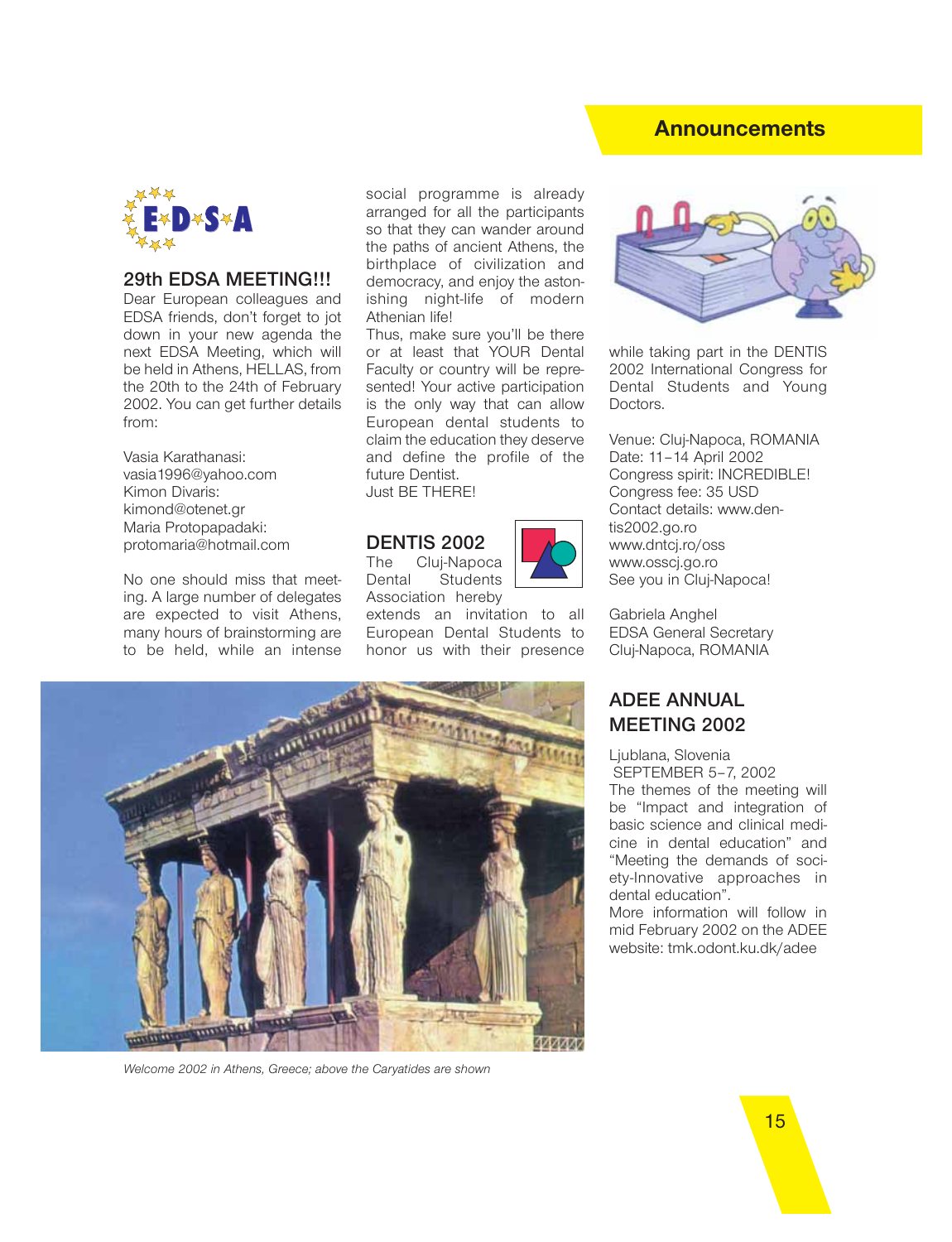## Announcements

### 29th EDSA MEETING!!!

Dear European colleagues and EDSA friends, don't forget to jot down in your new agenda the next EDSA Meeting, which will be held in Athens, HELLAS, from the 20th to the 24th of February 2002. You can get further details from:

Vasia Karathanasi:
vasia1996@yahoo.com
Kimon Divaris:
kimond@otenet.gr
Maria Protopapadaki:
protomaria@hotmail.com

No one should miss that meeting. A large number of delegates are expected to visit Athens, many hours of brainstorming are to be held, while an intense social programme is already arranged for all the participants so that they can wander around the paths of ancient Athens, the birthplace of civilization and democracy, and enjoy the astonishing night-life of modern Athenian life!

Thus, make sure you'll be there or at least that YOUR Dental Faculty or country will be represented! Your active participation is the only way that can allow European dental students to claim the education they deserve and define the profile of the future Dentist.

Just BE THERE!

### DENTIS 2002

The Cluj-Napoca Dental Students Association hereby extends an invitation to all European Dental Students to honor us with their presence while taking part in the DENTIS 2002 International Congress for Dental Students and Young Doctors.

Venue: Cluj-Napoca, ROMANIA
Date: 11–14 April 2002
Congress spirit: INCREDIBLE!
Congress fee: 35 USD
Contact details: www.dentis2002.go.ro
www.dntcj.ro/oss
www.osscj.go.ro
See you in Cluj-Napoca!

Gabriela Anghel
EDSA General Secretary
Cluj-Napoca, ROMANIA

*Welcome 2002 in Athens, Greece; above the Caryatides are shown*

### ADEE ANNUAL MEETING 2002

Ljublana, Slovenia
SEPTEMBER 5–7, 2002
The themes of the meeting will be "Impact and integration of basic science and clinical medicine in dental education" and "Meeting the demands of society-Innovative approaches in dental education".
More information will follow in mid February 2002 on the ADEE website: tmk.odont.ku.dk/adee